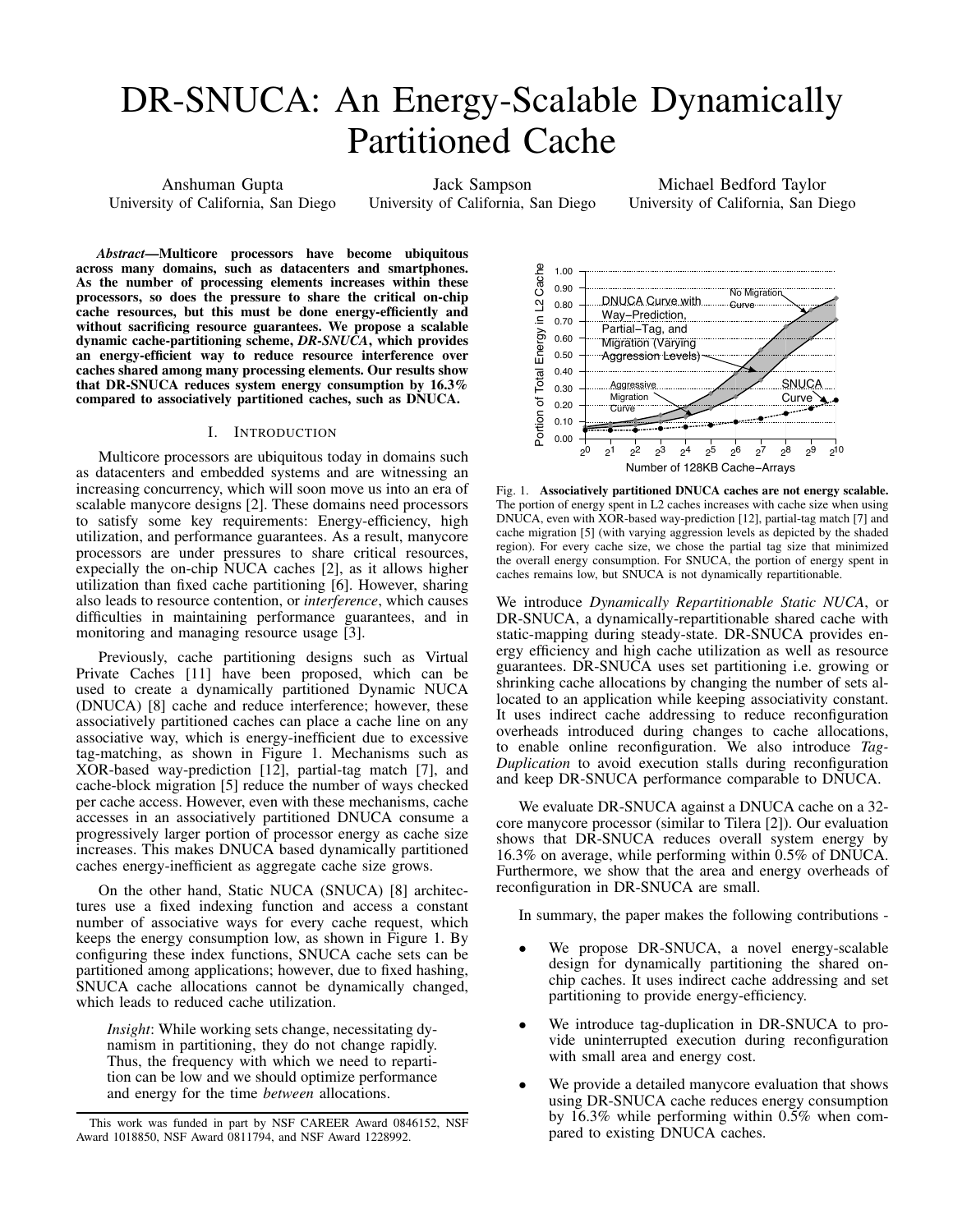# DR-SNUCA: An Energy-Scalable Dynamically Partitioned Cache

Anshuman Gupta
University of California, San Diego

Jack Sampson
University of California, San Diego

Michael Bedford Taylor
University of California, San Diego

***Abstract*—Multicore processors have become ubiquitous across many domains, such as datacenters and smartphones. As the number of processing elements increases within these processors, so does the pressure to share the critical on-chip cache resources, but this must be done energy-efficiently and without sacrificing resource guarantees. We propose a scalable dynamic cache-partitioning scheme, *DR-SNUCA*, which provides an energy-efficient way to reduce resource interference over caches shared among many processing elements. Our results show that DR-SNUCA reduces system energy consumption by 16.3% compared to associatively partitioned caches, such as DNUCA.**

## I. Introduction

Multicore processors are ubiquitous today in domains such as datacenters and embedded systems and are witnessing an increasing concurrency, which will soon move us into an era of scalable manycore designs [2]. These domains need processors to satisfy some key requirements: Energy-efficiency, high utilization, and performance guarantees. As a result, manycore processors are under pressures to share critical resources, expecially the on-chip NUCA caches [2], as it allows higher utilization than fixed cache partitioning [6]. However, sharing also leads to resource contention, or *interference*, which causes difficulties in maintaining performance guarantees, and in monitoring and managing resource usage [3].

Previously, cache partitioning designs such as Virtual Private Caches [11] have been proposed, which can be used to create a dynamically partitioned Dynamic NUCA (DNUCA) [8] cache and reduce interference; however, these associatively partitioned caches can place a cache line on any associative way, which is energy-inefficient due to excessive tag-matching, as shown in Figure 1. Mechanisms such as XOR-based way-prediction [12], partial-tag match [7], and cache-block migration [5] reduce the number of ways checked per cache access. However, even with these mechanisms, cache accesses in an associatively partitioned DNUCA consume a progressively larger portion of processor energy as cache size increases. This makes DNUCA based dynamically partitioned caches energy-inefficient as aggregate cache size grows.

On the other hand, Static NUCA (SNUCA) [8] architectures use a fixed indexing function and access a constant number of associative ways for every cache request, which keeps the energy consumption low, as shown in Figure 1. By configuring these index functions, SNUCA cache sets can be partitioned among applications; however, due to fixed hashing, SNUCA cache allocations cannot be dynamically changed, which leads to reduced cache utilization.

*Insight*: While working sets change, necessitating dynamism in partitioning, they do not change rapidly. Thus, the frequency with which we need to repartition can be low and we should optimize performance and energy for the time *between* allocations.

This work was funded in part by NSF CAREER Award 0846152, NSF Award 1018850, NSF Award 0811794, and NSF Award 1228992.

Fig. 1. **Associatively partitioned DNUCA caches are not energy scalable.** The portion of energy spent in L2 caches increases with cache size when using DNUCA, even with XOR-based way-prediction [12], partial-tag match [7] and cache migration [5] (with varying aggression levels as depicted by the shaded region). For every cache size, we chose the partial tag size that minimized the overall energy consumption. For SNUCA, the portion of energy spent in caches remains low, but SNUCA is not dynamically repartitionable.

We introduce *Dynamically Repartitionable Static NUCA*, or DR-SNUCA, a dynamically-repartitionable shared cache with static-mapping during steady-state. DR-SNUCA provides energy efficiency and high cache utilization as well as resource guarantees. DR-SNUCA uses set partitioning i.e. growing or shrinking cache allocations by changing the number of sets allocated to an application while keeping associativity constant. It uses indirect cache addressing to reduce reconfiguration overheads introduced during changes to cache allocations, to enable online reconfiguration. We also introduce *Tag-Duplication* to avoid execution stalls during reconfiguration and keep DR-SNUCA performance comparable to DNUCA.

We evaluate DR-SNUCA against a DNUCA cache on a 32-core manycore processor (similar to Tilera [2]). Our evaluation shows that DR-SNUCA reduces overall system energy by 16.3% on average, while performing within 0.5% of DNUCA. Furthermore, we show that the area and energy overheads of reconfiguration in DR-SNUCA are small.

In summary, the paper makes the following contributions -

- We propose DR-SNUCA, a novel energy-scalable design for dynamically partitioning the shared on-chip caches. It uses indirect cache addressing and set partitioning to provide energy-efficiency.
- We introduce tag-duplication in DR-SNUCA to provide uninterrupted execution during reconfiguration with small area and energy cost.
- We provide a detailed manycore evaluation that shows using DR-SNUCA cache reduces energy consumption by 16.3% while performing within 0.5% when compared to existing DNUCA caches.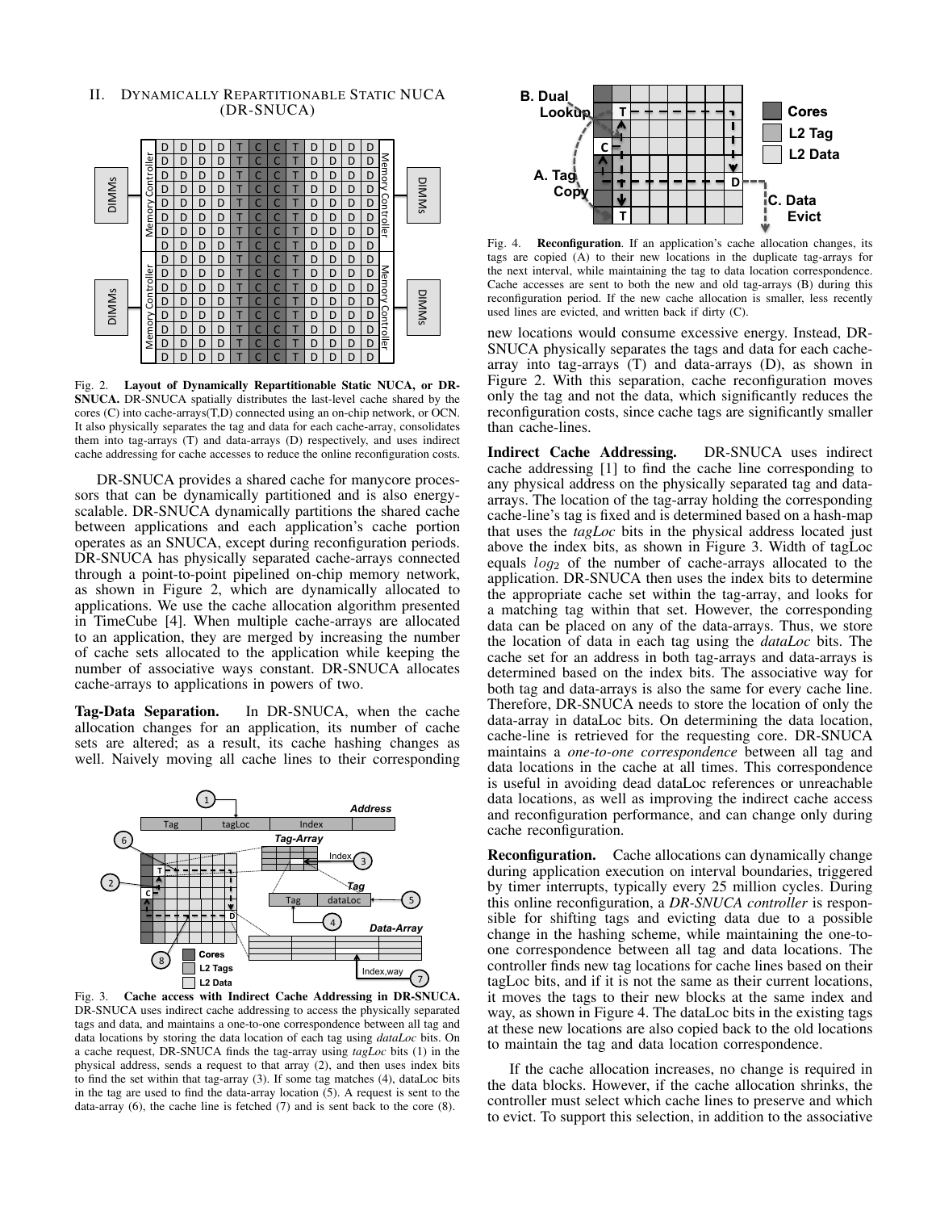## II. Dynamically Repartitionable Static NUCA (DR-SNUCA)

Fig. 2. **Layout of Dynamically Repartitionable Static NUCA, or DR-SNUCA.** DR-SNUCA spatially distributes the last-level cache shared by the cores (C) into cache-arrays(T,D) connected using an on-chip network, or OCN. It also physically separates the tag and data for each cache-array, consolidates them into tag-arrays (T) and data-arrays (D) respectively, and uses indirect cache addressing for cache accesses to reduce the online reconfiguration costs.

DR-SNUCA provides a shared cache for manycore processors that can be dynamically partitioned and is also energy-scalable. DR-SNUCA dynamically partitions the shared cache between applications and each application's cache portion operates as an SNUCA, except during reconfiguration periods. DR-SNUCA has physically separated cache-arrays connected through a point-to-point pipelined on-chip memory network, as shown in Figure 2, which are dynamically allocated to applications. We use the cache allocation algorithm presented in TimeCube [4]. When multiple cache-arrays are allocated to an application, they are merged by increasing the number of cache sets allocated to the application while keeping the number of associative ways constant. DR-SNUCA allocates cache-arrays to applications in powers of two.

**Tag-Data Separation.** In DR-SNUCA, when the cache allocation changes for an application, its number of cache sets are altered; as a result, its cache hashing changes as well. Naively moving all cache lines to their corresponding new locations would consume excessive energy. Instead, DR-SNUCA physically separates the tags and data for each cache-array into tag-arrays (T) and data-arrays (D), as shown in Figure 2. With this separation, cache reconfiguration moves only the tag and not the data, which significantly reduces the reconfiguration costs, since cache tags are significantly smaller than cache-lines.

Fig. 3. **Cache access with Indirect Cache Addressing in DR-SNUCA.** DR-SNUCA uses indirect cache addressing to access the physically separated tags and data, and maintains a one-to-one correspondence between all tag and data locations by storing the data location of each tag using *dataLoc* bits. On a cache request, DR-SNUCA finds the tag-array using *tagLoc* bits (1) in the physical address, sends a request to that array (2), and then uses index bits to find the set within that tag-array (3). If some tag matches (4), dataLoc bits in the tag are used to find the data-array location (5). A request is sent to the data-array (6), the cache line is fetched (7) and is sent back to the core (8).

Fig. 4. **Reconfiguration**. If an application's cache allocation changes, its tags are copied (A) to their new locations in the duplicate tag-arrays for the next interval, while maintaining the tag to data location correspondence. Cache accesses are sent to both the new and old tag-arrays (B) during this reconfiguration period. If the new cache allocation is smaller, less recently used lines are evicted, and written back if dirty (C).

**Indirect Cache Addressing.** DR-SNUCA uses indirect cache addressing [1] to find the cache line corresponding to any physical address on the physically separated tag and data-arrays. The location of the tag-array holding the corresponding cache-line's tag is fixed and is determined based on a hash-map that uses the *tagLoc* bits in the physical address located just above the index bits, as shown in Figure 3. Width of tagLoc equals $log_2$ of the number of cache-arrays allocated to the application. DR-SNUCA then uses the index bits to determine the appropriate cache set within the tag-array, and looks for a matching tag within that set. However, the corresponding data can be placed on any of the data-arrays. Thus, we store the location of data in each tag using the *dataLoc* bits. The cache set for an address in both tag-arrays and data-arrays is determined based on the index bits. The associative way for both tag and data-arrays is also the same for every cache line. Therefore, DR-SNUCA needs to store the location of only the data-array in dataLoc bits. On determining the data location, cache-line is retrieved for the requesting core. DR-SNUCA maintains a *one-to-one correspondence* between all tag and data locations in the cache at all times. This correspondence is useful in avoiding dead dataLoc references or unreachable data locations, as well as improving the indirect cache access and reconfiguration performance, and can change only during cache reconfiguration.

**Reconfiguration.** Cache allocations can dynamically change during application execution on interval boundaries, triggered by timer interrupts, typically every 25 million cycles. During this online reconfiguration, a *DR-SNUCA controller* is responsible for shifting tags and evicting data due to a possible change in the hashing scheme, while maintaining the one-to-one correspondence between all tag and data locations. The controller finds new tag locations for cache lines based on their tagLoc bits, and if it is not the same as their current locations, it moves the tags to their new blocks at the same index and way, as shown in Figure 4. The dataLoc bits in the existing tags at these new locations are also copied back to the old locations to maintain the tag and data location correspondence.

If the cache allocation increases, no change is required in the data blocks. However, if the cache allocation shrinks, the controller must select which cache lines to preserve and which to evict. To support this selection, in addition to the associative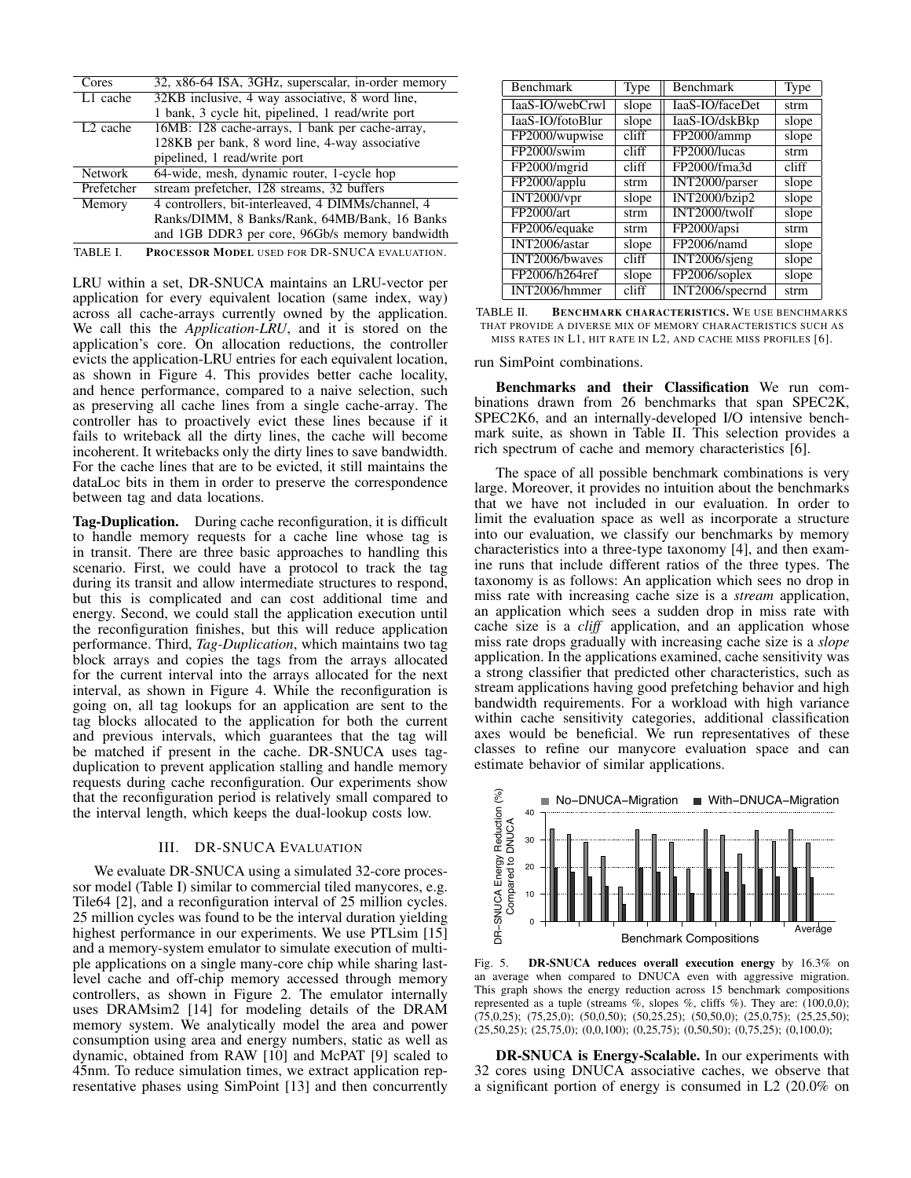| | |
|---|---|
| Cores | 32, x86-64 ISA, 3GHz, superscalar, in-order memory |
| L1 cache | 32KB inclusive, 4 way associative, 8 word line, 1 bank, 3 cycle hit, pipelined, 1 read/write port |
| L2 cache | 16MB: 128 cache-arrays, 1 bank per cache-array, 128KB per bank, 8 word line, 4-way associative pipelined, 1 read/write port |
| Network | 64-wide, mesh, dynamic router, 1-cycle hop |
| Prefetcher | stream prefetcher, 128 streams, 32 buffers |
| Memory | 4 controllers, bit-interleaved, 4 DIMMs/channel, 4 Ranks/DIMM, 8 Banks/Rank, 64MB/Bank, 16 Banks and 1GB DDR3 per core, 96Gb/s memory bandwidth |

TABLE I. **PROCESSOR MODEL** USED FOR DR-SNUCA EVALUATION.

LRU within a set, DR-SNUCA maintains an LRU-vector per application for every equivalent location (same index, way) across all cache-arrays currently owned by the application. We call this the *Application-LRU*, and it is stored on the application's core. On allocation reductions, the controller evicts the application-LRU entries for each equivalent location, as shown in Figure 4. This provides better cache locality, and hence performance, compared to a naive selection, such as preserving all cache lines from a single cache-array. The controller has to proactively evict these lines because if it fails to writeback all the dirty lines, the cache will become incoherent. It writebacks only the dirty lines to save bandwidth. For the cache lines that are to be evicted, it still maintains the dataLoc bits in them in order to preserve the correspondence between tag and data locations.

**Tag-Duplication.** During cache reconfiguration, it is difficult to handle memory requests for a cache line whose tag is in transit. There are three basic approaches to handling this scenario. First, we could have a protocol to track the tag during its transit and allow intermediate structures to respond, but this is complicated and can cost additional time and energy. Second, we could stall the application execution until the reconfiguration finishes, but this will reduce application performance. Third, *Tag-Duplication*, which maintains two tag block arrays and copies the tags from the arrays allocated for the current interval into the arrays allocated for the next interval, as shown in Figure 4. While the reconfiguration is going on, all tag lookups for an application are sent to the tag blocks allocated to the application for both the current and previous intervals, which guarantees that the tag will be matched if present in the cache. DR-SNUCA uses tag-duplication to prevent application stalling and handle memory requests during cache reconfiguration. Our experiments show that the reconfiguration period is relatively small compared to the interval length, which keeps the dual-lookup costs low.

## III. DR-SNUCA EVALUATION

We evaluate DR-SNUCA using a simulated 32-core processor model (Table I) similar to commercial tiled manycores, e.g. Tile64 [2], and a reconfiguration interval of 25 million cycles. 25 million cycles was found to be the interval duration yielding highest performance in our experiments. We use PTLsim [15] and a memory-system emulator to simulate execution of multiple applications on a single many-core chip while sharing last-level cache and off-chip memory accessed through memory controllers, as shown in Figure 2. The emulator internally uses DRAMsim2 [14] for modeling details of the DRAM memory system. We analytically model the area and power consumption using area and energy numbers, static as well as dynamic, obtained from RAW [10] and McPAT [9] scaled to 45nm. To reduce simulation times, we extract application representative phases using SimPoint [13] and then concurrently run SimPoint combinations.

| Benchmark | Type | Benchmark | Type |
|---|---|---|---|
| IaaS-IO/webCrwl | slope | IaaS-IO/faceDet | strm |
| IaaS-IO/fotoBlur | slope | IaaS-IO/dskBkp | slope |
| FP2000/wupwise | cliff | FP2000/ammp | slope |
| FP2000/swim | cliff | FP2000/lucas | strm |
| FP2000/mgrid | cliff | FP2000/fma3d | cliff |
| FP2000/applu | strm | INT2000/parser | slope |
| INT2000/vpr | slope | INT2000/bzip2 | slope |
| FP2000/art | strm | INT2000/twolf | slope |
| FP2006/equake | strm | FP2000/apsi | strm |
| INT2006/astar | slope | FP2006/namd | slope |
| INT2006/bwaves | cliff | INT2006/sjeng | slope |
| FP2006/h264ref | slope | FP2006/soplex | slope |
| INT2006/hmmer | cliff | INT2006/specrnd | strm |

TABLE II. **BENCHMARK CHARACTERISTICS.** WE USE BENCHMARKS THAT PROVIDE A DIVERSE MIX OF MEMORY CHARACTERISTICS SUCH AS MISS RATES IN L1, HIT RATE IN L2, AND CACHE MISS PROFILES [6].

**Benchmarks and their Classification** We run combinations drawn from 26 benchmarks that span SPEC2K, SPEC2K6, and an internally-developed I/O intensive benchmark suite, as shown in Table II. This selection provides a rich spectrum of cache and memory characteristics [6].

The space of all possible benchmark combinations is very large. Moreover, it provides no intuition about the benchmarks that we have not included in our evaluation. In order to limit the evaluation space as well as incorporate a structure into our evaluation, we classify our benchmarks by memory characteristics into a three-type taxonomy [4], and then examine runs that include different ratios of the three types. The taxonomy is as follows: An application which sees no drop in miss rate with increasing cache size is a *stream* application, an application which sees a sudden drop in miss rate with cache size is a *cliff* application, and an application whose miss rate drops gradually with increasing cache size is a *slope* application. In the applications examined, cache sensitivity was a strong classifier that predicted other characteristics, such as stream applications having good prefetching behavior and high bandwidth requirements. For a workload with high variance within cache sensitivity categories, additional classification axes would be beneficial. We run representatives of these classes to refine our manycore evaluation space and can estimate behavior of similar applications.

No–DNUCA–Migration
With–DNUCA–Migration
DR–SNUCA Energy Reduction (%) Compared to DNUCA
40
30
20
10
0
Average
Benchmark Compositions

Fig. 5. **DR-SNUCA reduces overall execution energy** by 16.3% on an average when compared to DNUCA even with aggressive migration. This graph shows the energy reduction across 15 benchmark compositions represented as a tuple (streams %, slopes %, cliffs %). They are: (100,0,0); (75,0,25); (75,25,0); (50,0,50); (50,25,25); (50,50,0); (25,0,75); (25,25,50); (25,50,25); (25,75,0); (0,0,100); (0,25,75); (0,50,50); (0,75,25); (0,100,0);

**DR-SNUCA is Energy-Scalable.** In our experiments with 32 cores using DNUCA associative caches, we observe that a significant portion of energy is consumed in L2 (20.0% on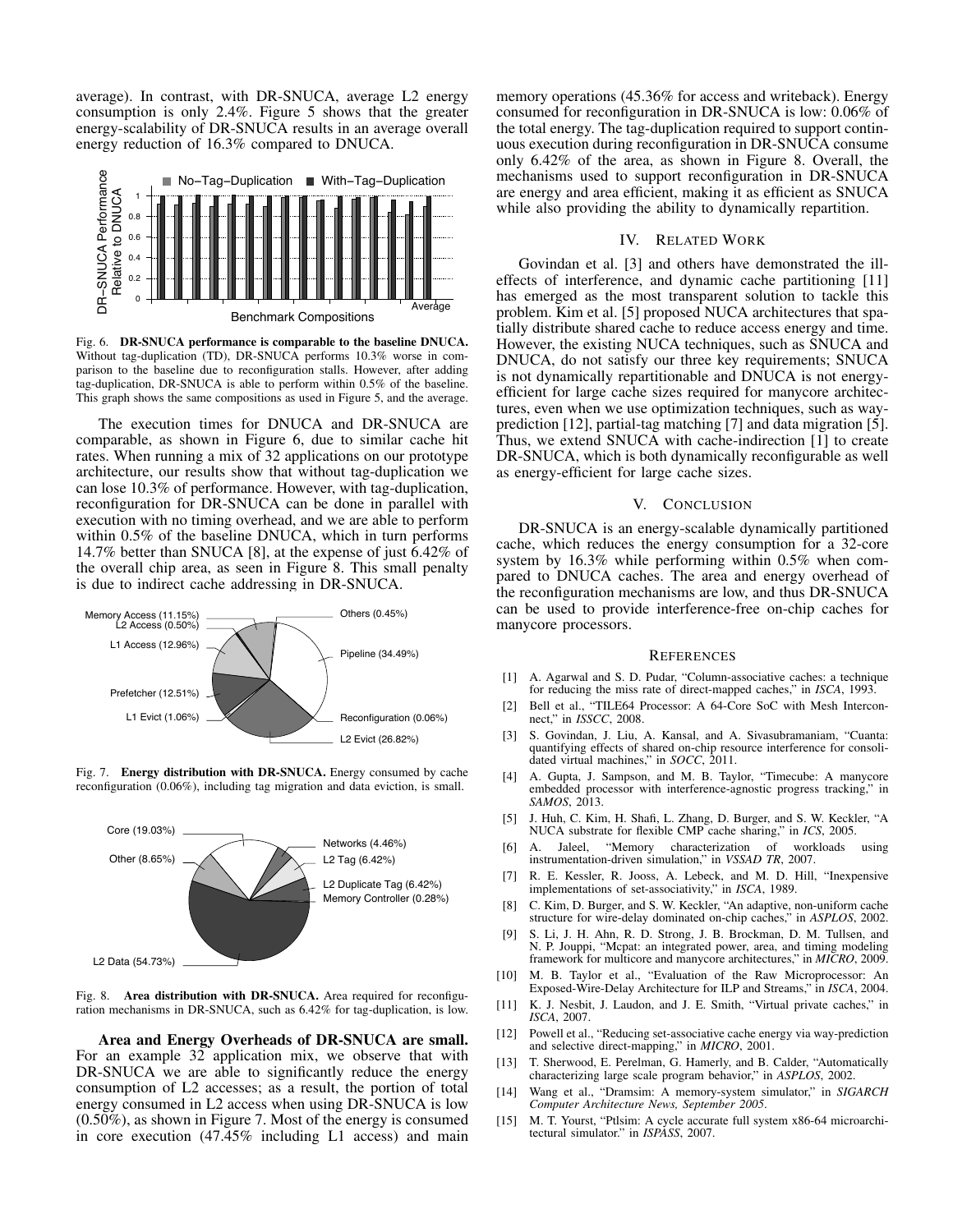average). In contrast, with DR-SNUCA, average L2 energy consumption is only 2.4%. Figure 5 shows that the greater energy-scalability of DR-SNUCA results in an average overall energy reduction of 16.3% compared to DNUCA.

No–Tag–Duplication
With–Tag–Duplication
DR–SNUCA Performance Relative to DNUCA
1
0.8
0.6
0.4
0.2
0
Average
Benchmark Compositions

Fig. 6. **DR-SNUCA performance is comparable to the baseline DNUCA.** Without tag-duplication (TD), DR-SNUCA performs 10.3% worse in comparison to the baseline due to reconfiguration stalls. However, after adding tag-duplication, DR-SNUCA is able to perform within 0.5% of the baseline. This graph shows the same compositions as used in Figure 5, and the average.

The execution times for DNUCA and DR-SNUCA are comparable, as shown in Figure 6, due to similar cache hit rates. When running a mix of 32 applications on our prototype architecture, our results show that without tag-duplication we can lose 10.3% of performance. However, with tag-duplication, reconfiguration for DR-SNUCA can be done in parallel with execution with no timing overhead, and we are able to perform within 0.5% of the baseline DNUCA, which in turn performs 14.7% better than SNUCA [8], at the expense of just 6.42% of the overall chip area, as seen in Figure 8. This small penalty is due to indirect cache addressing in DR-SNUCA.

Memory Access (11.15%)
L2 Access (0.50%)
L1 Access (12.96%)
Prefetcher (12.51%)
L1 Evict (1.06%)
Others (0.45%)
Pipeline (34.49%)
Reconfiguration (0.06%)
L2 Evict (26.82%)

Fig. 7. **Energy distribution with DR-SNUCA.** Energy consumed by cache reconfiguration (0.06%), including tag migration and data eviction, is small.

Core (19.03%)
Other (8.65%)
L2 Data (54.73%)
Networks (4.46%)
L2 Tag (6.42%)
L2 Duplicate Tag (6.42%)
Memory Controller (0.28%)

Fig. 8. **Area distribution with DR-SNUCA.** Area required for reconfiguration mechanisms in DR-SNUCA, such as 6.42% for tag-duplication, is low.

**Area and Energy Overheads of DR-SNUCA are small.** For an example 32 application mix, we observe that with DR-SNUCA we are able to significantly reduce the energy consumption of L2 accesses; as a result, the portion of total energy consumed in L2 access when using DR-SNUCA is low (0.50%), as shown in Figure 7. Most of the energy is consumed in core execution (47.45% including L1 access) and main memory operations (45.36% for access and writeback). Energy consumed for reconfiguration in DR-SNUCA is low: 0.06% of the total energy. The tag-duplication required to support continuous execution during reconfiguration in DR-SNUCA consume only 6.42% of the area, as shown in Figure 8. Overall, the mechanisms used to support reconfiguration in DR-SNUCA are energy and area efficient, making it as efficient as SNUCA while also providing the ability to dynamically repartition.

## IV. Related Work

Govindan et al. [3] and others have demonstrated the ill-effects of interference, and dynamic cache partitioning [11] has emerged as the most transparent solution to tackle this problem. Kim et al. [5] proposed NUCA architectures that spatially distribute shared cache to reduce access energy and time. However, the existing NUCA techniques, such as SNUCA and DNUCA, do not satisfy our three key requirements; SNUCA is not dynamically repartitionable and DNUCA is not energy-efficient for large cache sizes required for manycore architectures, even when we use optimization techniques, such as way-prediction [12], partial-tag matching [7] and data migration [5]. Thus, we extend SNUCA with cache-indirection [1] to create DR-SNUCA, which is both dynamically reconfigurable as well as energy-efficient for large cache sizes.

## V. Conclusion

DR-SNUCA is an energy-scalable dynamically partitioned cache, which reduces the energy consumption for a 32-core system by 16.3% while performing within 0.5% when compared to DNUCA caches. The area and energy overhead of the reconfiguration mechanisms are low, and thus DR-SNUCA can be used to provide interference-free on-chip caches for manycore processors.

## References

[1] A. Agarwal and S. D. Pudar, "Column-associative caches: a technique for reducing the miss rate of direct-mapped caches," in *ISCA*, 1993.

[2] Bell et al., "TILE64 Processor: A 64-Core SoC with Mesh Interconnect," in *ISSCC*, 2008.

[3] S. Govindan, J. Liu, A. Kansal, and A. Sivasubramaniam, "Cuanta: quantifying effects of shared on-chip resource interference for consolidated virtual machines," in *SOCC*, 2011.

[4] A. Gupta, J. Sampson, and M. B. Taylor, "Timecube: A manycore embedded processor with interference-agnostic progress tracking," in *SAMOS*, 2013.

[5] J. Huh, C. Kim, H. Shafi, L. Zhang, D. Burger, and S. W. Keckler, "A NUCA substrate for flexible CMP cache sharing," in *ICS*, 2005.

[6] A. Jaleel, "Memory characterization of workloads using instrumentation-driven simulation," in *VSSAD TR*, 2007.

[7] R. E. Kessler, R. Jooss, A. Lebeck, and M. D. Hill, "Inexpensive implementations of set-associativity," in *ISCA*, 1989.

[8] C. Kim, D. Burger, and S. W. Keckler, "An adaptive, non-uniform cache structure for wire-delay dominated on-chip caches," in *ASPLOS*, 2002.

[9] S. Li, J. H. Ahn, R. D. Strong, J. B. Brockman, D. M. Tullsen, and N. P. Jouppi, "Mcpat: an integrated power, area, and timing modeling framework for multicore and manycore architectures," in *MICRO*, 2009.

[10] M. B. Taylor et al., "Evaluation of the Raw Microprocessor: An Exposed-Wire-Delay Architecture for ILP and Streams," in *ISCA*, 2004.

[11] K. J. Nesbit, J. Laudon, and J. E. Smith, "Virtual private caches," in *ISCA*, 2007.

[12] Powell et al., "Reducing set-associative cache energy via way-prediction and selective direct-mapping," in *MICRO*, 2001.

[13] T. Sherwood, E. Perelman, G. Hamerly, and B. Calder, "Automatically characterizing large scale program behavior," in *ASPLOS*, 2002.

[14] Wang et al., "Dramsim: A memory-system simulator," in *SIGARCH Computer Architecture News, September 2005*.

[15] M. T. Yourst, "Ptlsim: A cycle accurate full system x86-64 microarchitectural simulator." in *ISPASS*, 2007.